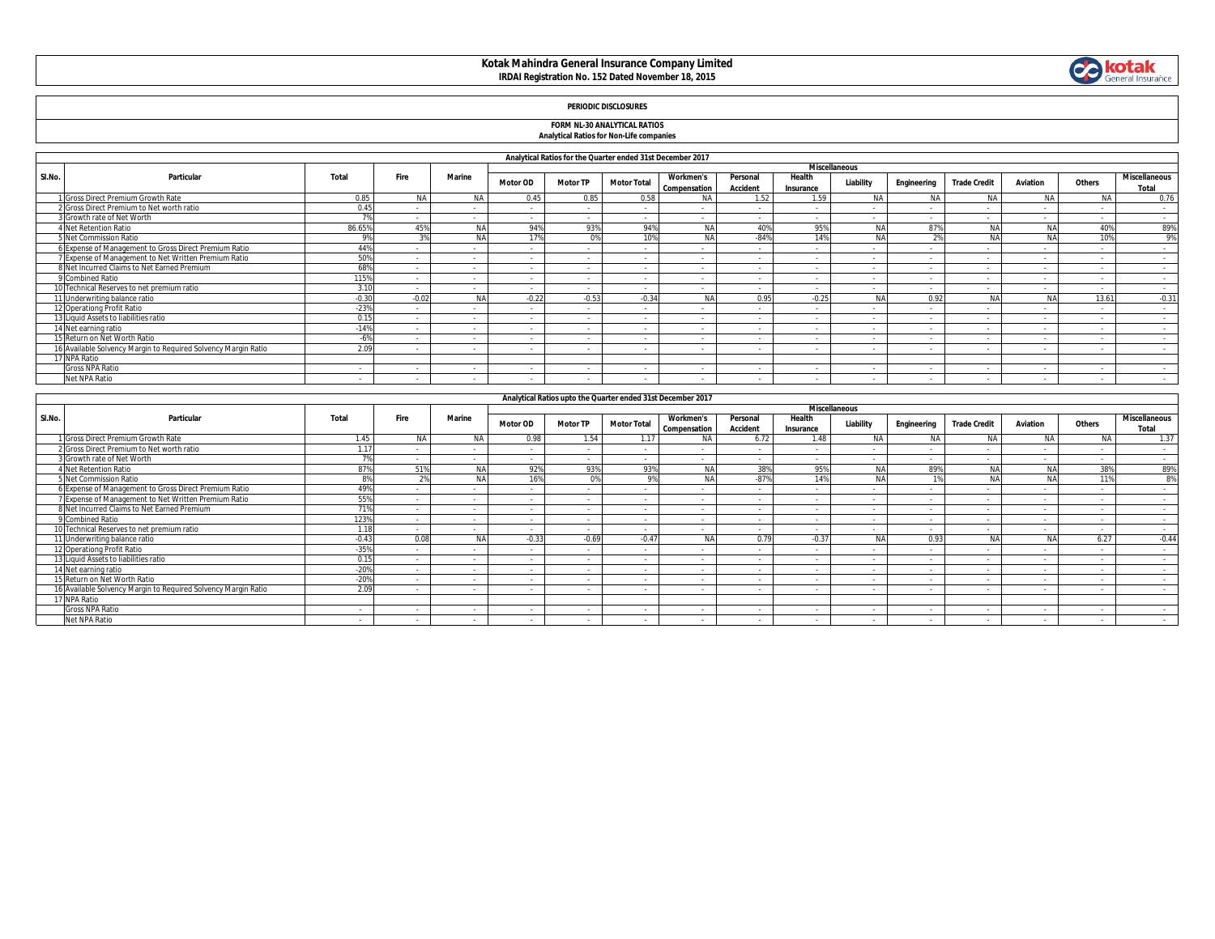# Kotak Mahindra General Insurance Company Limited

**IRDAI Registration No. 152 Dated November 18, 2015**

## PERIODIC DISCLOSURES

### FORM NL-30 ANALYTICAL RATIOS

**Analytical Ratios for Non-Life companies**

| Analytical Ratios for the Quarter ended 31st December 2017 | | | | | | | | | | | | | | | | | |
|---|---|---|---|---|---|---|---|---|---|---|---|---|---|---|---|---|---|
| Sl.No. | Particular | Total | Fire | Marine | Miscellaneous | | | | | | | | | | | | |
| | | | | | Motor OD | Motor TP | Motor Total | Workmen's Compensation | Personal Accident | Health Insurance | Liability | Engineering | Trade Credit | Aviation | Others | Miscellaneous Total |
| 1 | Gross Direct Premium Growth Rate | 0.85 | NA | NA | 0.45 | 0.85 | 0.58 | NA | 1.52 | 1.59 | NA | NA | NA | NA | NA | 0.76 |
| 2 | Gross Direct Premium to Net worth ratio | 0.45 | - | - | - | - | - | - | - | - | - | - | - | - | - | - |
| 3 | Growth rate of Net Worth | 7% | - | - | - | - | - | - | - | - | - | - | - | - | - | - |
| 4 | Net Retention Ratio | 86.65% | 45% | NA | 94% | 93% | 94% | NA | 40% | 95% | NA | 87% | NA | NA | 40% | 89% |
| 5 | Net Commission Ratio | 9% | 3% | NA | 17% | 0% | 10% | NA | -84% | 14% | NA | 2% | NA | NA | 10% | 9% |
| 6 | Expense of Management to Gross Direct Premium Ratio | 44% | - | - | - | - | - | - | - | - | - | - | - | - | - | - |
| 7 | Expense of Management to Net Written Premium Ratio | 50% | - | - | - | - | - | - | - | - | - | - | - | - | - | - |
| 8 | Net Incurred Claims to Net Earned Premium | 68% | - | - | - | - | - | - | - | - | - | - | - | - | - | - |
| 9 | Combined Ratio | 115% | - | - | - | - | - | - | - | - | - | - | - | - | - | - |
| 10 | Technical Reserves to net premium ratio | 3.10 | - | - | - | - | - | - | - | - | - | - | - | - | - | - |
| 11 | Underwriting balance ratio | -0.30 | -0.02 | NA | -0.22 | -0.53 | -0.34 | NA | 0.95 | -0.25 | NA | 0.92 | NA | NA | 13.61 | -0.31 |
| 12 | Operationg Profit Ratio | -23% | - | - | - | - | - | - | - | - | - | - | - | - | - | - |
| 13 | Liquid Assets to liabilities ratio | 0.15 | - | - | - | - | - | - | - | - | - | - | - | - | - | - |
| 14 | Net earning ratio | -14% | - | - | - | - | - | - | - | - | - | - | - | - | - | - |
| 15 | Return on Net Worth Ratio | -6% | - | - | - | - | - | - | - | - | - | - | - | - | - | - |
| 16 | Available Solvency Margin to Required Solvency Margin Ratio | 2.09 | - | - | - | - | - | - | - | - | - | - | - | - | - | - |
| 17 | NPA Ratio | | | | | | | | | | | | | | | |
| | Gross NPA Ratio | - | - | - | - | - | - | - | - | - | - | - | - | - | - | - |
| | Net NPA Ratio | - | - | - | - | - | - | - | - | - | - | - | - | - | - | - |

| Analytical Ratios upto the Quarter ended 31st December 2017 | | | | | | | | | | | | | | | | | |
|---|---|---|---|---|---|---|---|---|---|---|---|---|---|---|---|---|---|
| Sl.No. | Particular | Total | Fire | Marine | Miscellaneous | | | | | | | | | | | | |
| | | | | | Motor OD | Motor TP | Motor Total | Workmen's Compensation | Personal Accident | Health Insurance | Liability | Engineering | Trade Credit | Aviation | Others | Miscellaneous Total |
| 1 | Gross Direct Premium Growth Rate | 1.45 | NA | NA | 0.98 | 1.54 | 1.17 | NA | 6.72 | 1.48 | NA | NA | NA | NA | NA | 1.37 |
| 2 | Gross Direct Premium to Net worth ratio | 1.17 | - | - | - | - | - | - | - | - | - | - | - | - | - | - |
| 3 | Growth rate of Net Worth | 7% | - | - | - | - | - | - | - | - | - | - | - | - | - | - |
| 4 | Net Retention Ratio | 87% | 51% | NA | 92% | 93% | 93% | NA | 38% | 95% | NA | 89% | NA | NA | 38% | 89% |
| 5 | Net Commission Ratio | 8% | 2% | NA | 16% | 0% | 9% | NA | -87% | 14% | NA | 1% | NA | NA | 11% | 8% |
| 6 | Expense of Management to Gross Direct Premium Ratio | 49% | - | - | - | - | - | - | - | - | - | - | - | - | - | - |
| 7 | Expense of Management to Net Written Premium Ratio | 55% | - | - | - | - | - | - | - | - | - | - | - | - | - | - |
| 8 | Net Incurred Claims to Net Earned Premium | 71% | - | - | - | - | - | - | - | - | - | - | - | - | - | - |
| 9 | Combined Ratio | 123% | - | - | - | - | - | - | - | - | - | - | - | - | - | - |
| 10 | Technical Reserves to net premium ratio | 1.18 | - | - | - | - | - | - | - | - | - | - | - | - | - | - |
| 11 | Underwriting balance ratio | -0.43 | 0.08 | NA | -0.33 | -0.69 | -0.47 | NA | 0.79 | -0.37 | NA | 0.93 | NA | NA | 6.27 | -0.44 |
| 12 | Operationg Profit Ratio | -35% | - | - | - | - | - | - | - | - | - | - | - | - | - | - |
| 13 | Liquid Assets to liabilities ratio | 0.15 | - | - | - | - | - | - | - | - | - | - | - | - | - | - |
| 14 | Net earning ratio | -20% | - | - | - | - | - | - | - | - | - | - | - | - | - | - |
| 15 | Return on Net Worth Ratio | -20% | - | - | - | - | - | - | - | - | - | - | - | - | - | - |
| 16 | Available Solvency Margin to Required Solvency Margin Ratio | 2.09 | - | - | - | - | - | - | - | - | - | - | - | - | - | - |
| 17 | NPA Ratio | | | | | | | | | | | | | | | |
| | Gross NPA Ratio | - | - | - | - | - | - | - | - | - | - | - | - | - | - | - |
| | Net NPA Ratio | - | - | - | - | - | - | - | - | - | - | - | - | - | - | - |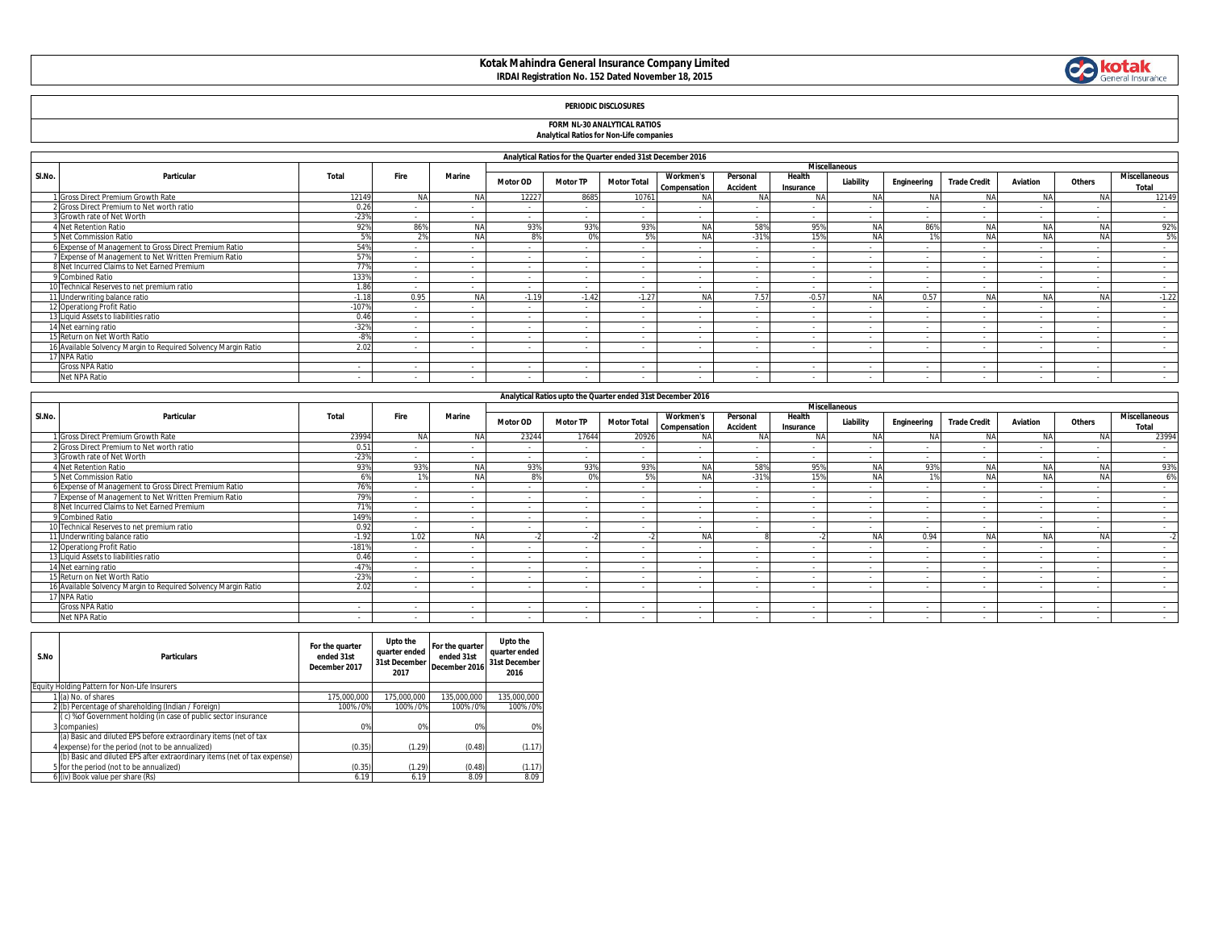# Kotak Mahindra General Insurance Company Limited

**IRDAI Registration No. 152 Dated November 18, 2015**

## PERIODIC DISCLOSURES

### FORM NL-30 ANALYTICAL RATIOS

**Analytical Ratios for Non-Life companies**

**Analytical Ratios for the Quarter ended 31st December 2016**

| Sl.No. | Particular | Total | Fire | Marine | Miscellaneous | | | | | | | | | | | | |
|---|---|---|---|---|---|---|---|---|---|---|---|---|---|---|---|---|---|
| | | | | | Motor OD | Motor TP | Motor Total | Workmen's Compensation | Personal Accident | Health Insurance | Liability | Engineering | Trade Credit | Aviation | Others | Miscellaneous Total |
| 1 | Gross Direct Premium Growth Rate | 12149 | NA | NA | 12227 | 8685 | 10761 | NA | NA | NA | NA | NA | NA | NA | NA | 12149 |
| 2 | Gross Direct Premium to Net worth ratio | 0.26 | - | - | - | - | - | - | - | - | - | - | - | - | - | - |
| 3 | Growth rate of Net Worth | -23% | - | - | - | - | - | - | - | - | - | - | - | - | - | - |
| 4 | Net Retention Ratio | 92% | 86% | NA | 93% | 93% | 93% | NA | 58% | 95% | NA | 86% | NA | NA | NA | 92% |
| 5 | Net Commission Ratio | 5% | 2% | NA | 8% | 0% | 5% | NA | -31% | 15% | NA | 1% | NA | NA | NA | 5% |
| 6 | Expense of Management to Gross Direct Premium Ratio | 54% | - | - | - | - | - | - | - | - | - | - | - | - | - | - |
| 7 | Expense of Management to Net Written Premium Ratio | 57% | - | - | - | - | - | - | - | - | - | - | - | - | - | - |
| 8 | Net Incurred Claims to Net Earned Premium | 77% | - | - | - | - | - | - | - | - | - | - | - | - | - | - |
| 9 | Combined Ratio | 133% | - | - | - | - | - | - | - | - | - | - | - | - | - | - |
| 10 | Technical Reserves to net premium ratio | 1.86 | - | - | - | - | - | - | - | - | - | - | - | - | - | - |
| 11 | Underwriting balance ratio | -1.18 | 0.95 | NA | -1.19 | -1.42 | -1.27 | NA | 7.57 | -0.57 | NA | 0.57 | NA | NA | NA | -1.22 |
| 12 | Operationg Profit Ratio | -107% | - | - | - | - | - | - | - | - | - | - | - | - | - | - |
| 13 | Liquid Assets to liabilities ratio | 0.46 | - | - | - | - | - | - | - | - | - | - | - | - | - | - |
| 14 | Net earning ratio | -32% | - | - | - | - | - | - | - | - | - | - | - | - | - | - |
| 15 | Return on Net Worth Ratio | -8% | - | - | - | - | - | - | - | - | - | - | - | - | - | - |
| 16 | Available Solvency Margin to Required Solvency Margin Ratio | 2.02 | - | - | - | - | - | - | - | - | - | - | - | - | - | - |
| 17 | NPA Ratio | | | | | | | | | | | | | | | |
| | Gross NPA Ratio | - | - | - | - | - | - | - | - | - | - | - | - | - | - | - |
| | Net NPA Ratio | - | - | - | - | - | - | - | - | - | - | - | - | - | - | - |

**Analytical Ratios upto the Quarter ended 31st December 2016**

| Sl.No. | Particular | Total | Fire | Marine | Miscellaneous | | | | | | | | | | | | |
|---|---|---|---|---|---|---|---|---|---|---|---|---|---|---|---|---|---|
| | | | | | Motor OD | Motor TP | Motor Total | Workmen's Compensation | Personal Accident | Health Insurance | Liability | Engineering | Trade Credit | Aviation | Others | Miscellaneous Total |
| 1 | Gross Direct Premium Growth Rate | 23994 | NA | NA | 23244 | 17644 | 20926 | NA | NA | NA | NA | NA | NA | NA | NA | 23994 |
| 2 | Gross Direct Premium to Net worth ratio | 0.51 | - | - | - | - | - | - | - | - | - | - | - | - | - | - |
| 3 | Growth rate of Net Worth | -23% | - | - | - | - | - | - | - | - | - | - | - | - | - | - |
| 4 | Net Retention Ratio | 93% | 93% | NA | 93% | 93% | 93% | NA | 58% | 95% | NA | 93% | NA | NA | NA | 93% |
| 5 | Net Commission Ratio | 6% | 1% | NA | 8% | 0% | 5% | NA | -31% | 15% | NA | 1% | NA | NA | NA | 6% |
| 6 | Expense of Management to Gross Direct Premium Ratio | 76% | - | - | - | - | - | - | - | - | - | - | - | - | - | - |
| 7 | Expense of Management to Net Written Premium Ratio | 79% | - | - | - | - | - | - | - | - | - | - | - | - | - | - |
| 8 | Net Incurred Claims to Net Earned Premium | 71% | - | - | - | - | - | - | - | - | - | - | - | - | - | - |
| 9 | Combined Ratio | 149% | - | - | - | - | - | - | - | - | - | - | - | - | - | - |
| 10 | Technical Reserves to net premium ratio | 0.92 | - | - | - | - | - | - | - | - | - | - | - | - | - | - |
| 11 | Underwriting balance ratio | -1.92 | 1.02 | NA | -2 | -2 | -2 | NA | 8 | -2 | NA | 0.94 | NA | NA | NA | -2 |
| 12 | Operationg Profit Ratio | -181% | - | - | - | - | - | - | - | - | - | - | - | - | - | - |
| 13 | Liquid Assets to liabilities ratio | 0.46 | - | - | - | - | - | - | - | - | - | - | - | - | - | - |
| 14 | Net earning ratio | -47% | - | - | - | - | - | - | - | - | - | - | - | - | - | - |
| 15 | Return on Net Worth Ratio | -23% | - | - | - | - | - | - | - | - | - | - | - | - | - | - |
| 16 | Available Solvency Margin to Required Solvency Margin Ratio | 2.02 | - | - | - | - | - | - | - | - | - | - | - | - | - | - |
| 17 | NPA Ratio | | | | | | | | | | | | | | | |
| | Gross NPA Ratio | - | - | - | - | - | - | - | - | - | - | - | - | - | - | - |
| | Net NPA Ratio | - | - | - | - | - | - | - | - | - | - | - | - | - | - | - |

| S.No | Particulars | For the quarter ended 31st December 2017 | Upto the quarter ended 31st December 2017 | For the quarter ended 31st December 2016 | Upto the quarter ended 31st December 2016 |
|---|---|---|---|---|---|
| | Equity Holding Pattern for Non-Life Insurers | | | | |
| 1 | (a) No. of shares | 175,000,000 | 175,000,000 | 135,000,000 | 135,000,000 |
| 2 | (b) Percentage of shareholding (Indian / Foreign) | 100% /0% | 100% /0% | 100% /0% | 100% /0% |
| 3 | ( c) %of Government holding (in case of public sector insurance companies) | 0% | 0% | 0% | 0% |
| 4 | (a) Basic and diluted EPS before extraordinary items (net of tax expense) for the period (not to be annualized) | (0.35) | (1.29) | (0.48) | (1.17) |
| 5 | (b) Basic and diluted EPS after extraordinary items (net of tax expense) for the period (not to be annualized) | (0.35) | (1.29) | (0.48) | (1.17) |
| 6 | (iv) Book value per share (Rs) | 6.19 | 6.19 | 8.09 | 8.09 |